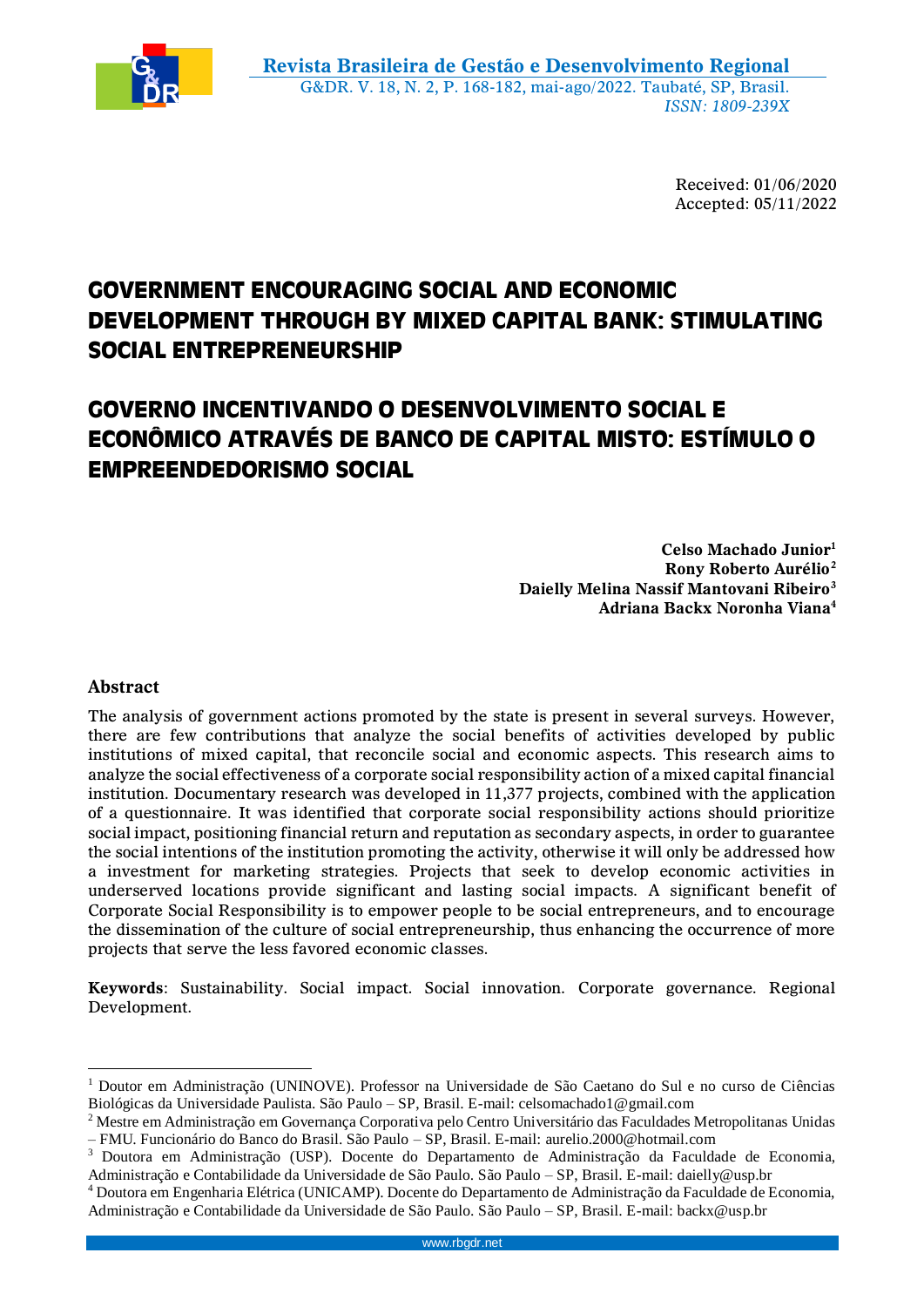Received: 01/06/2020
Accepted: 05/11/2022

# GOVERNMENT ENCOURAGING SOCIAL AND ECONOMIC DEVELOPMENT THROUGH BY MIXED CAPITAL BANK: STIMULATING SOCIAL ENTREPRENEURSHIP

# GOVERNO INCENTIVANDO O DESENVOLVIMENTO SOCIAL E ECONÔMICO ATRAVÉS DE BANCO DE CAPITAL MISTO: ESTÍMULO O EMPREENDEDORISMO SOCIAL

**Celso Machado Junior**[1]
**Rony Roberto Aurélio**[2]
**Daielly Melina Nassif Mantovani Ribeiro**[3]
**Adriana Backx Noronha Viana**[4]

## Abstract

The analysis of government actions promoted by the state is present in several surveys. However, there are few contributions that analyze the social benefits of activities developed by public institutions of mixed capital, that reconcile social and economic aspects. This research aims to analyze the social effectiveness of a corporate social responsibility action of a mixed capital financial institution. Documentary research was developed in 11,377 projects, combined with the application of a questionnaire. It was identified that corporate social responsibility actions should prioritize social impact, positioning financial return and reputation as secondary aspects, in order to guarantee the social intentions of the institution promoting the activity, otherwise it will only be addressed how a investment for marketing strategies. Projects that seek to develop economic activities in underserved locations provide significant and lasting social impacts. A significant benefit of Corporate Social Responsibility is to empower people to be social entrepreneurs, and to encourage the dissemination of the culture of social entrepreneurship, thus enhancing the occurrence of more projects that serve the less favored economic classes.

**Keywords**: Sustainability. Social impact. Social innovation. Corporate governance. Regional Development.

---

[1] Doutor em Administração (UNINOVE). Professor na Universidade de São Caetano do Sul e no curso de Ciências Biológicas da Universidade Paulista. São Paulo – SP, Brasil. E-mail: celsomachado1@gmail.com

[2] Mestre em Administração em Governança Corporativa pelo Centro Universitário das Faculdades Metropolitanas Unidas – FMU. Funcionário do Banco do Brasil. São Paulo – SP, Brasil. E-mail: aurelio.2000@hotmail.com

[3] Doutora em Administração (USP). Docente do Departamento de Administração da Faculdade de Economia, Administração e Contabilidade da Universidade de São Paulo. São Paulo – SP, Brasil. E-mail: daielly@usp.br

[4] Doutora em Engenharia Elétrica (UNICAMP). Docente do Departamento de Administração da Faculdade de Economia, Administração e Contabilidade da Universidade de São Paulo. São Paulo – SP, Brasil. E-mail: backx@usp.br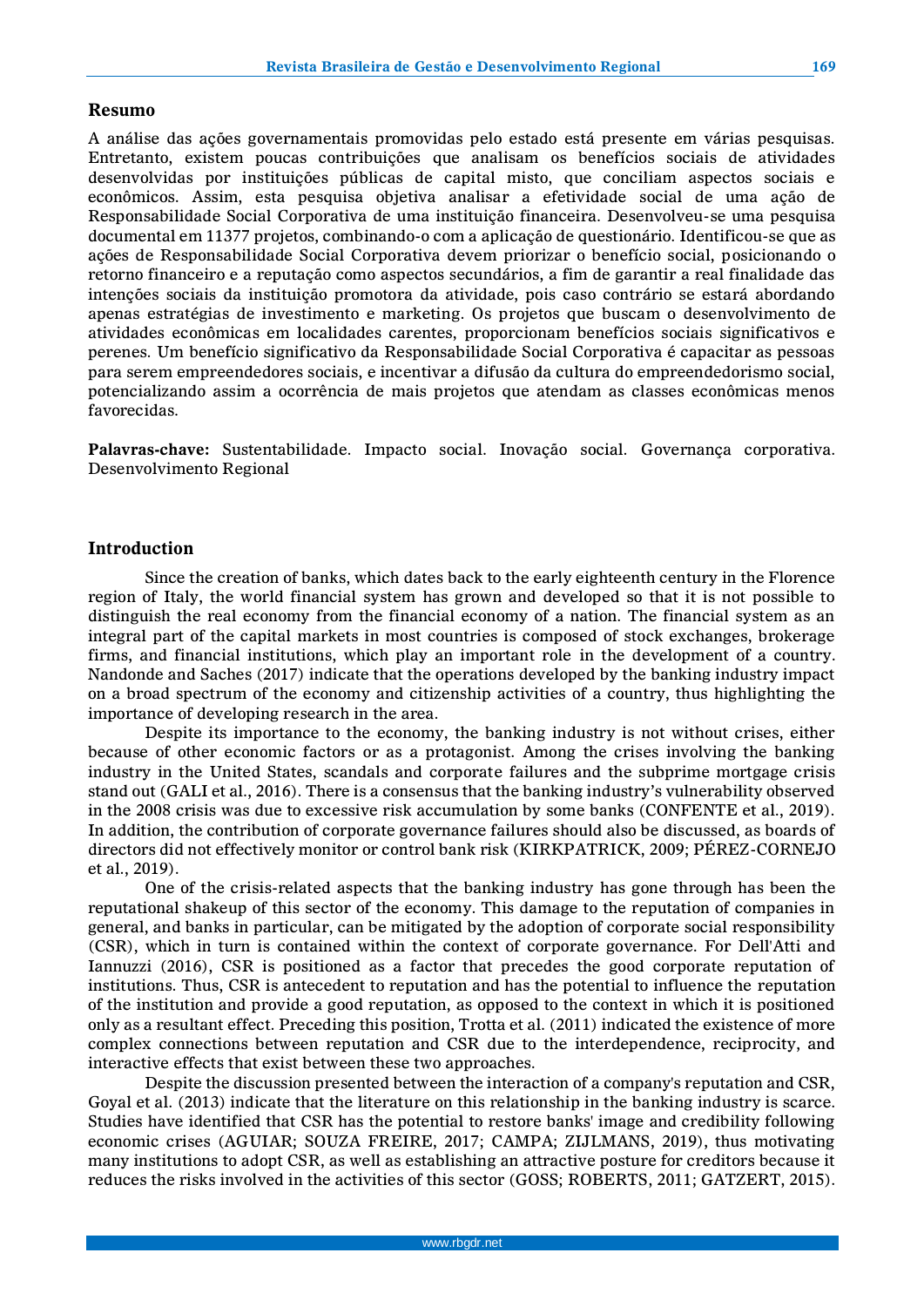## Resumo

A análise das ações governamentais promovidas pelo estado está presente em várias pesquisas. Entretanto, existem poucas contribuições que analisam os benefícios sociais de atividades desenvolvidas por instituições públicas de capital misto, que conciliam aspectos sociais e econômicos. Assim, esta pesquisa objetiva analisar a efetividade social de uma ação de Responsabilidade Social Corporativa de uma instituição financeira. Desenvolveu-se uma pesquisa documental em 11377 projetos, combinando-o com a aplicação de questionário. Identificou-se que as ações de Responsabilidade Social Corporativa devem priorizar o benefício social, posicionando o retorno financeiro e a reputação como aspectos secundários, a fim de garantir a real finalidade das intenções sociais da instituição promotora da atividade, pois caso contrário se estará abordando apenas estratégias de investimento e marketing. Os projetos que buscam o desenvolvimento de atividades econômicas em localidades carentes, proporcionam benefícios sociais significativos e perenes. Um benefício significativo da Responsabilidade Social Corporativa é capacitar as pessoas para serem empreendedores sociais, e incentivar a difusão da cultura do empreendedorismo social, potencializando assim a ocorrência de mais projetos que atendam as classes econômicas menos favorecidas.

**Palavras-chave:** Sustentabilidade. Impacto social. Inovação social. Governança corporativa. Desenvolvimento Regional

## Introduction

Since the creation of banks, which dates back to the early eighteenth century in the Florence region of Italy, the world financial system has grown and developed so that it is not possible to distinguish the real economy from the financial economy of a nation. The financial system as an integral part of the capital markets in most countries is composed of stock exchanges, brokerage firms, and financial institutions, which play an important role in the development of a country. Nandonde and Saches (2017) indicate that the operations developed by the banking industry impact on a broad spectrum of the economy and citizenship activities of a country, thus highlighting the importance of developing research in the area.

Despite its importance to the economy, the banking industry is not without crises, either because of other economic factors or as a protagonist. Among the crises involving the banking industry in the United States, scandals and corporate failures and the subprime mortgage crisis stand out (GALI et al., 2016). There is a consensus that the banking industry's vulnerability observed in the 2008 crisis was due to excessive risk accumulation by some banks (CONFENTE et al., 2019). In addition, the contribution of corporate governance failures should also be discussed, as boards of directors did not effectively monitor or control bank risk (KIRKPATRICK, 2009; PÉREZ-CORNEJO et al., 2019).

One of the crisis-related aspects that the banking industry has gone through has been the reputational shakeup of this sector of the economy. This damage to the reputation of companies in general, and banks in particular, can be mitigated by the adoption of corporate social responsibility (CSR), which in turn is contained within the context of corporate governance. For Dell'Atti and Iannuzzi (2016), CSR is positioned as a factor that precedes the good corporate reputation of institutions. Thus, CSR is antecedent to reputation and has the potential to influence the reputation of the institution and provide a good reputation, as opposed to the context in which it is positioned only as a resultant effect. Preceding this position, Trotta et al. (2011) indicated the existence of more complex connections between reputation and CSR due to the interdependence, reciprocity, and interactive effects that exist between these two approaches.

Despite the discussion presented between the interaction of a company's reputation and CSR, Goyal et al. (2013) indicate that the literature on this relationship in the banking industry is scarce. Studies have identified that CSR has the potential to restore banks' image and credibility following economic crises (AGUIAR; SOUZA FREIRE, 2017; CAMPA; ZIJLMANS, 2019), thus motivating many institutions to adopt CSR, as well as establishing an attractive posture for creditors because it reduces the risks involved in the activities of this sector (GOSS; ROBERTS, 2011; GATZERT, 2015).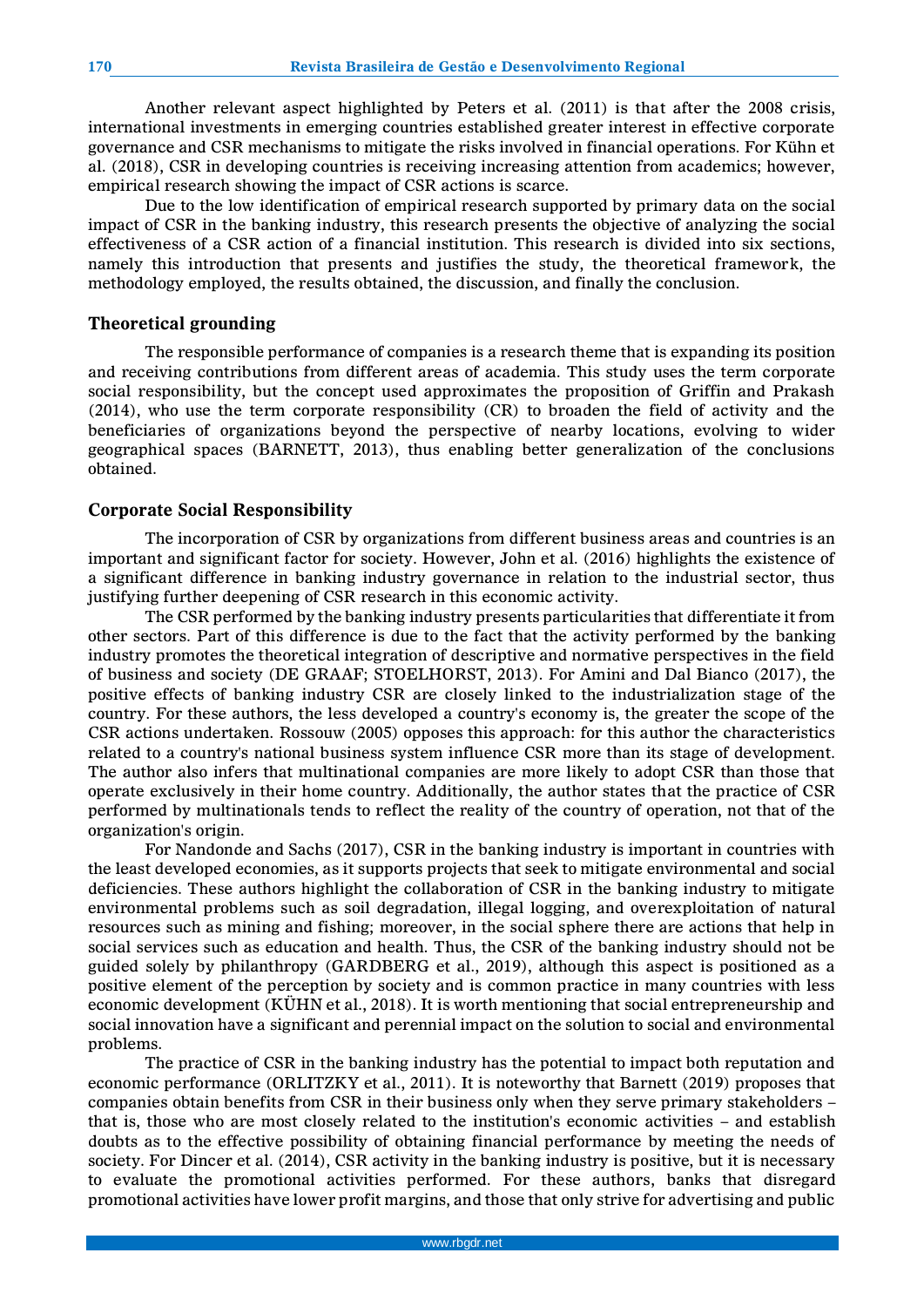Another relevant aspect highlighted by Peters et al. (2011) is that after the 2008 crisis, international investments in emerging countries established greater interest in effective corporate governance and CSR mechanisms to mitigate the risks involved in financial operations. For Kühn et al. (2018), CSR in developing countries is receiving increasing attention from academics; however, empirical research showing the impact of CSR actions is scarce.

Due to the low identification of empirical research supported by primary data on the social impact of CSR in the banking industry, this research presents the objective of analyzing the social effectiveness of a CSR action of a financial institution. This research is divided into six sections, namely this introduction that presents and justifies the study, the theoretical framework, the methodology employed, the results obtained, the discussion, and finally the conclusion.

## Theoretical grounding

The responsible performance of companies is a research theme that is expanding its position and receiving contributions from different areas of academia. This study uses the term corporate social responsibility, but the concept used approximates the proposition of Griffin and Prakash (2014), who use the term corporate responsibility (CR) to broaden the field of activity and the beneficiaries of organizations beyond the perspective of nearby locations, evolving to wider geographical spaces (BARNETT, 2013), thus enabling better generalization of the conclusions obtained.

## Corporate Social Responsibility

The incorporation of CSR by organizations from different business areas and countries is an important and significant factor for society. However, John et al. (2016) highlights the existence of a significant difference in banking industry governance in relation to the industrial sector, thus justifying further deepening of CSR research in this economic activity.

The CSR performed by the banking industry presents particularities that differentiate it from other sectors. Part of this difference is due to the fact that the activity performed by the banking industry promotes the theoretical integration of descriptive and normative perspectives in the field of business and society (DE GRAAF; STOELHORST, 2013). For Amini and Dal Bianco (2017), the positive effects of banking industry CSR are closely linked to the industrialization stage of the country. For these authors, the less developed a country's economy is, the greater the scope of the CSR actions undertaken. Rossouw (2005) opposes this approach: for this author the characteristics related to a country's national business system influence CSR more than its stage of development. The author also infers that multinational companies are more likely to adopt CSR than those that operate exclusively in their home country. Additionally, the author states that the practice of CSR performed by multinationals tends to reflect the reality of the country of operation, not that of the organization's origin.

For Nandonde and Sachs (2017), CSR in the banking industry is important in countries with the least developed economies, as it supports projects that seek to mitigate environmental and social deficiencies. These authors highlight the collaboration of CSR in the banking industry to mitigate environmental problems such as soil degradation, illegal logging, and overexploitation of natural resources such as mining and fishing; moreover, in the social sphere there are actions that help in social services such as education and health. Thus, the CSR of the banking industry should not be guided solely by philanthropy (GARDBERG et al., 2019), although this aspect is positioned as a positive element of the perception by society and is common practice in many countries with less economic development (KÜHN et al., 2018). It is worth mentioning that social entrepreneurship and social innovation have a significant and perennial impact on the solution to social and environmental problems.

The practice of CSR in the banking industry has the potential to impact both reputation and economic performance (ORLITZKY et al., 2011). It is noteworthy that Barnett (2019) proposes that companies obtain benefits from CSR in their business only when they serve primary stakeholders – that is, those who are most closely related to the institution's economic activities – and establish doubts as to the effective possibility of obtaining financial performance by meeting the needs of society. For Dincer et al. (2014), CSR activity in the banking industry is positive, but it is necessary to evaluate the promotional activities performed. For these authors, banks that disregard promotional activities have lower profit margins, and those that only strive for advertising and public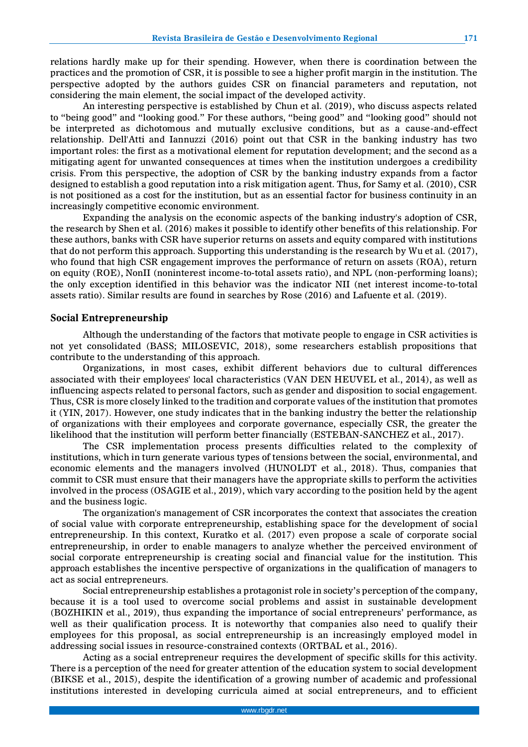relations hardly make up for their spending. However, when there is coordination between the practices and the promotion of CSR, it is possible to see a higher profit margin in the institution. The perspective adopted by the authors guides CSR on financial parameters and reputation, not considering the main element, the social impact of the developed activity.

An interesting perspective is established by Chun et al. (2019), who discuss aspects related to "being good" and "looking good." For these authors, "being good" and "looking good" should not be interpreted as dichotomous and mutually exclusive conditions, but as a cause-and-effect relationship. Dell'Atti and Iannuzzi (2016) point out that CSR in the banking industry has two important roles: the first as a motivational element for reputation development; and the second as a mitigating agent for unwanted consequences at times when the institution undergoes a credibility crisis. From this perspective, the adoption of CSR by the banking industry expands from a factor designed to establish a good reputation into a risk mitigation agent. Thus, for Samy et al. (2010), CSR is not positioned as a cost for the institution, but as an essential factor for business continuity in an increasingly competitive economic environment.

Expanding the analysis on the economic aspects of the banking industry's adoption of CSR, the research by Shen et al. (2016) makes it possible to identify other benefits of this relationship. For these authors, banks with CSR have superior returns on assets and equity compared with institutions that do not perform this approach. Supporting this understanding is the research by Wu et al. (2017), who found that high CSR engagement improves the performance of return on assets (ROA), return on equity (ROE), NonII (noninterest income-to-total assets ratio), and NPL (non-performing loans); the only exception identified in this behavior was the indicator NII (net interest income-to-total assets ratio). Similar results are found in searches by Rose (2016) and Lafuente et al. (2019).

## Social Entrepreneurship

Although the understanding of the factors that motivate people to engage in CSR activities is not yet consolidated (BASS; MILOSEVIC, 2018), some researchers establish propositions that contribute to the understanding of this approach.

Organizations, in most cases, exhibit different behaviors due to cultural differences associated with their employees' local characteristics (VAN DEN HEUVEL et al., 2014), as well as influencing aspects related to personal factors, such as gender and disposition to social engagement. Thus, CSR is more closely linked to the tradition and corporate values of the institution that promotes it (YIN, 2017). However, one study indicates that in the banking industry the better the relationship of organizations with their employees and corporate governance, especially CSR, the greater the likelihood that the institution will perform better financially (ESTEBAN-SANCHEZ et al., 2017).

The CSR implementation process presents difficulties related to the complexity of institutions, which in turn generate various types of tensions between the social, environmental, and economic elements and the managers involved (HUNOLDT et al., 2018). Thus, companies that commit to CSR must ensure that their managers have the appropriate skills to perform the activities involved in the process (OSAGIE et al., 2019), which vary according to the position held by the agent and the business logic.

The organization's management of CSR incorporates the context that associates the creation of social value with corporate entrepreneurship, establishing space for the development of social entrepreneurship. In this context, Kuratko et al. (2017) even propose a scale of corporate social entrepreneurship, in order to enable managers to analyze whether the perceived environment of social corporate entrepreneurship is creating social and financial value for the institution. This approach establishes the incentive perspective of organizations in the qualification of managers to act as social entrepreneurs.

Social entrepreneurship establishes a protagonist role in society's perception of the company, because it is a tool used to overcome social problems and assist in sustainable development (BOZHIKIN et al., 2019), thus expanding the importance of social entrepreneurs' performance, as well as their qualification process. It is noteworthy that companies also need to qualify their employees for this proposal, as social entrepreneurship is an increasingly employed model in addressing social issues in resource-constrained contexts (ORTBAL et al., 2016).

Acting as a social entrepreneur requires the development of specific skills for this activity. There is a perception of the need for greater attention of the education system to social development (BIKSE et al., 2015), despite the identification of a growing number of academic and professional institutions interested in developing curricula aimed at social entrepreneurs, and to efficient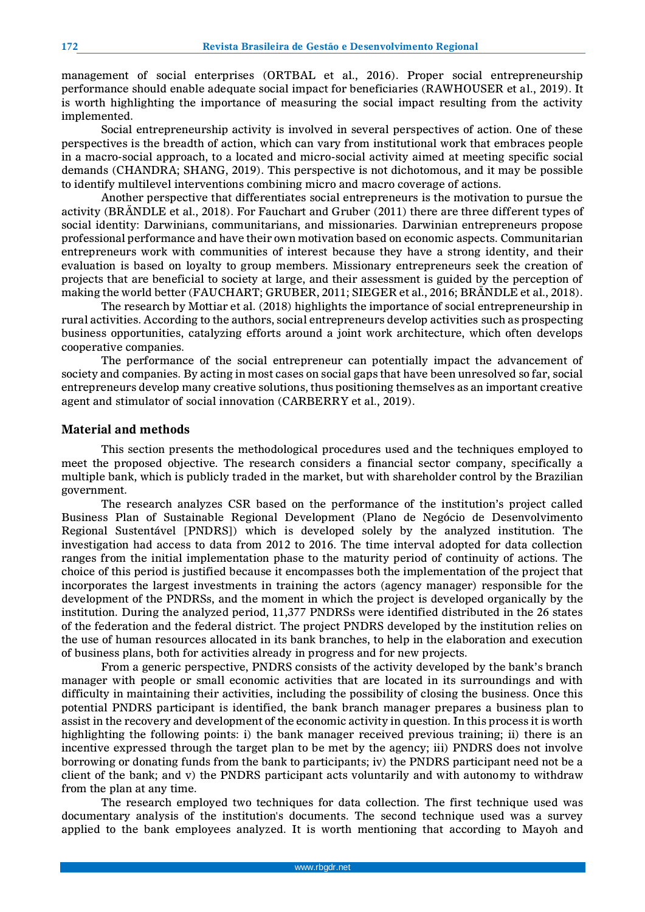management of social enterprises (ORTBAL et al., 2016). Proper social entrepreneurship performance should enable adequate social impact for beneficiaries (RAWHOUSER et al., 2019). It is worth highlighting the importance of measuring the social impact resulting from the activity implemented.

Social entrepreneurship activity is involved in several perspectives of action. One of these perspectives is the breadth of action, which can vary from institutional work that embraces people in a macro-social approach, to a located and micro-social activity aimed at meeting specific social demands (CHANDRA; SHANG, 2019). This perspective is not dichotomous, and it may be possible to identify multilevel interventions combining micro and macro coverage of actions.

Another perspective that differentiates social entrepreneurs is the motivation to pursue the activity (BRÄNDLE et al., 2018). For Fauchart and Gruber (2011) there are three different types of social identity: Darwinians, communitarians, and missionaries. Darwinian entrepreneurs propose professional performance and have their own motivation based on economic aspects. Communitarian entrepreneurs work with communities of interest because they have a strong identity, and their evaluation is based on loyalty to group members. Missionary entrepreneurs seek the creation of projects that are beneficial to society at large, and their assessment is guided by the perception of making the world better (FAUCHART; GRUBER, 2011; SIEGER et al., 2016; BRÄNDLE et al., 2018).

The research by Mottiar et al. (2018) highlights the importance of social entrepreneurship in rural activities. According to the authors, social entrepreneurs develop activities such as prospecting business opportunities, catalyzing efforts around a joint work architecture, which often develops cooperative companies.

The performance of the social entrepreneur can potentially impact the advancement of society and companies. By acting in most cases on social gaps that have been unresolved so far, social entrepreneurs develop many creative solutions, thus positioning themselves as an important creative agent and stimulator of social innovation (CARBERRY et al., 2019).

## Material and methods

This section presents the methodological procedures used and the techniques employed to meet the proposed objective. The research considers a financial sector company, specifically a multiple bank, which is publicly traded in the market, but with shareholder control by the Brazilian government.

The research analyzes CSR based on the performance of the institution's project called Business Plan of Sustainable Regional Development (Plano de Negócio de Desenvolvimento Regional Sustentável [PNDRS]) which is developed solely by the analyzed institution. The investigation had access to data from 2012 to 2016. The time interval adopted for data collection ranges from the initial implementation phase to the maturity period of continuity of actions. The choice of this period is justified because it encompasses both the implementation of the project that incorporates the largest investments in training the actors (agency manager) responsible for the development of the PNDRSs, and the moment in which the project is developed organically by the institution. During the analyzed period, 11,377 PNDRSs were identified distributed in the 26 states of the federation and the federal district. The project PNDRS developed by the institution relies on the use of human resources allocated in its bank branches, to help in the elaboration and execution of business plans, both for activities already in progress and for new projects.

From a generic perspective, PNDRS consists of the activity developed by the bank's branch manager with people or small economic activities that are located in its surroundings and with difficulty in maintaining their activities, including the possibility of closing the business. Once this potential PNDRS participant is identified, the bank branch manager prepares a business plan to assist in the recovery and development of the economic activity in question. In this process it is worth highlighting the following points: i) the bank manager received previous training; ii) there is an incentive expressed through the target plan to be met by the agency; iii) PNDRS does not involve borrowing or donating funds from the bank to participants; iv) the PNDRS participant need not be a client of the bank; and v) the PNDRS participant acts voluntarily and with autonomy to withdraw from the plan at any time.

The research employed two techniques for data collection. The first technique used was documentary analysis of the institution's documents. The second technique used was a survey applied to the bank employees analyzed. It is worth mentioning that according to Mayoh and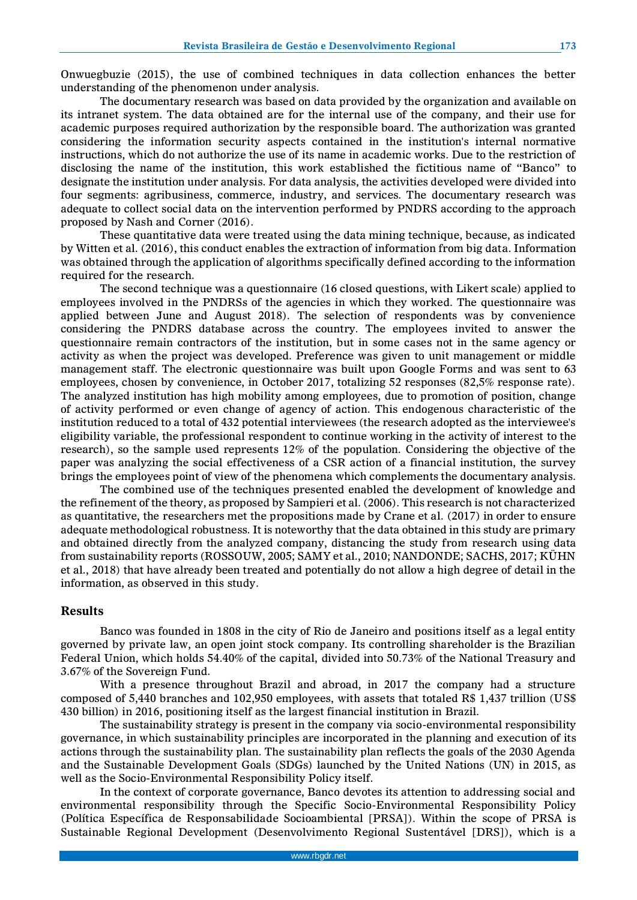Onwuegbuzie (2015), the use of combined techniques in data collection enhances the better understanding of the phenomenon under analysis.

The documentary research was based on data provided by the organization and available on its intranet system. The data obtained are for the internal use of the company, and their use for academic purposes required authorization by the responsible board. The authorization was granted considering the information security aspects contained in the institution's internal normative instructions, which do not authorize the use of its name in academic works. Due to the restriction of disclosing the name of the institution, this work established the fictitious name of "Banco" to designate the institution under analysis. For data analysis, the activities developed were divided into four segments: agribusiness, commerce, industry, and services. The documentary research was adequate to collect social data on the intervention performed by PNDRS according to the approach proposed by Nash and Corner (2016).

These quantitative data were treated using the data mining technique, because, as indicated by Witten et al. (2016), this conduct enables the extraction of information from big data. Information was obtained through the application of algorithms specifically defined according to the information required for the research.

The second technique was a questionnaire (16 closed questions, with Likert scale) applied to employees involved in the PNDRSs of the agencies in which they worked. The questionnaire was applied between June and August 2018). The selection of respondents was by convenience considering the PNDRS database across the country. The employees invited to answer the questionnaire remain contractors of the institution, but in some cases not in the same agency or activity as when the project was developed. Preference was given to unit management or middle management staff. The electronic questionnaire was built upon Google Forms and was sent to 63 employees, chosen by convenience, in October 2017, totalizing 52 responses (82,5% response rate). The analyzed institution has high mobility among employees, due to promotion of position, change of activity performed or even change of agency of action. This endogenous characteristic of the institution reduced to a total of 432 potential interviewees (the research adopted as the interviewee's eligibility variable, the professional respondent to continue working in the activity of interest to the research), so the sample used represents 12% of the population. Considering the objective of the paper was analyzing the social effectiveness of a CSR action of a financial institution, the survey brings the employees point of view of the phenomena which complements the documentary analysis.

The combined use of the techniques presented enabled the development of knowledge and the refinement of the theory, as proposed by Sampieri et al. (2006). This research is not characterized as quantitative, the researchers met the propositions made by Crane et al. (2017) in order to ensure adequate methodological robustness. It is noteworthy that the data obtained in this study are primary and obtained directly from the analyzed company, distancing the study from research using data from sustainability reports (ROSSOUW, 2005; SAMY et al., 2010; NANDONDE; SACHS, 2017; KÜHN et al., 2018) that have already been treated and potentially do not allow a high degree of detail in the information, as observed in this study.

## Results

Banco was founded in 1808 in the city of Rio de Janeiro and positions itself as a legal entity governed by private law, an open joint stock company. Its controlling shareholder is the Brazilian Federal Union, which holds 54.40% of the capital, divided into 50.73% of the National Treasury and 3.67% of the Sovereign Fund.

With a presence throughout Brazil and abroad, in 2017 the company had a structure composed of 5,440 branches and 102,950 employees, with assets that totaled R$ 1,437 trillion (US$ 430 billion) in 2016, positioning itself as the largest financial institution in Brazil.

The sustainability strategy is present in the company via socio-environmental responsibility governance, in which sustainability principles are incorporated in the planning and execution of its actions through the sustainability plan. The sustainability plan reflects the goals of the 2030 Agenda and the Sustainable Development Goals (SDGs) launched by the United Nations (UN) in 2015, as well as the Socio-Environmental Responsibility Policy itself.

In the context of corporate governance, Banco devotes its attention to addressing social and environmental responsibility through the Specific Socio-Environmental Responsibility Policy (Política Específica de Responsabilidade Socioambiental [PRSA]). Within the scope of PRSA is Sustainable Regional Development (Desenvolvimento Regional Sustentável [DRS]), which is a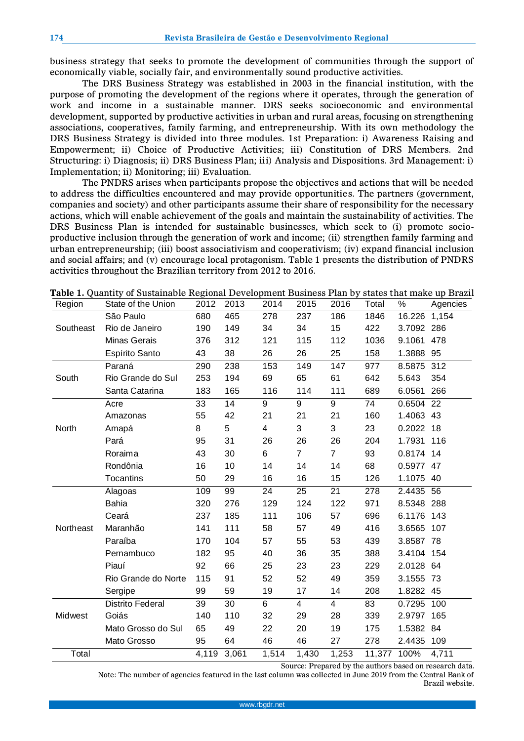business strategy that seeks to promote the development of communities through the support of economically viable, socially fair, and environmentally sound productive activities.

The DRS Business Strategy was established in 2003 in the financial institution, with the purpose of promoting the development of the regions where it operates, through the generation of work and income in a sustainable manner. DRS seeks socioeconomic and environmental development, supported by productive activities in urban and rural areas, focusing on strengthening associations, cooperatives, family farming, and entrepreneurship. With its own methodology the DRS Business Strategy is divided into three modules. 1st Preparation: i) Awareness Raising and Empowerment; ii) Choice of Productive Activities; iii) Constitution of DRS Members. 2nd Structuring: i) Diagnosis; ii) DRS Business Plan; iii) Analysis and Dispositions. 3rd Management: i) Implementation; ii) Monitoring; iii) Evaluation.

The PNDRS arises when participants propose the objectives and actions that will be needed to address the difficulties encountered and may provide opportunities. The partners (government, companies and society) and other participants assume their share of responsibility for the necessary actions, which will enable achievement of the goals and maintain the sustainability of activities. The DRS Business Plan is intended for sustainable businesses, which seek to (i) promote socio-productive inclusion through the generation of work and income; (ii) strengthen family farming and urban entrepreneurship; (iii) boost associativism and cooperativism; (iv) expand financial inclusion and social affairs; and (v) encourage local protagonism. Table 1 presents the distribution of PNDRS activities throughout the Brazilian territory from 2012 to 2016.

**Table 1.** Quantity of Sustainable Regional Development Business Plan by states that make up Brazil

| Region | State of the Union | 2012 | 2013 | 2014 | 2015 | 2016 | Total | % | Agencies |
|---|---|---|---|---|---|---|---|---|---|
| Southeast | São Paulo | 680 | 465 | 278 | 237 | 186 | 1846 | 16.226 | 1,154 |
| | Rio de Janeiro | 190 | 149 | 34 | 34 | 15 | 422 | 3.7092 | 286 |
| | Minas Gerais | 376 | 312 | 121 | 115 | 112 | 1036 | 9.1061 | 478 |
| | Espírito Santo | 43 | 38 | 26 | 26 | 25 | 158 | 1.3888 | 95 |
| South | Paraná | 290 | 238 | 153 | 149 | 147 | 977 | 8.5875 | 312 |
| | Rio Grande do Sul | 253 | 194 | 69 | 65 | 61 | 642 | 5.643 | 354 |
| | Santa Catarina | 183 | 165 | 116 | 114 | 111 | 689 | 6.0561 | 266 |
| North | Acre | 33 | 14 | 9 | 9 | 9 | 74 | 0.6504 | 22 |
| | Amazonas | 55 | 42 | 21 | 21 | 21 | 160 | 1.4063 | 43 |
| | Amapá | 8 | 5 | 4 | 3 | 3 | 23 | 0.2022 | 18 |
| | Pará | 95 | 31 | 26 | 26 | 26 | 204 | 1.7931 | 116 |
| | Roraima | 43 | 30 | 6 | 7 | 7 | 93 | 0.8174 | 14 |
| | Rondônia | 16 | 10 | 14 | 14 | 14 | 68 | 0.5977 | 47 |
| | Tocantins | 50 | 29 | 16 | 16 | 15 | 126 | 1.1075 | 40 |
| Northeast | Alagoas | 109 | 99 | 24 | 25 | 21 | 278 | 2.4435 | 56 |
| | Bahia | 320 | 276 | 129 | 124 | 122 | 971 | 8.5348 | 288 |
| | Ceará | 237 | 185 | 111 | 106 | 57 | 696 | 6.1176 | 143 |
| | Maranhão | 141 | 111 | 58 | 57 | 49 | 416 | 3.6565 | 107 |
| | Paraíba | 170 | 104 | 57 | 55 | 53 | 439 | 3.8587 | 78 |
| | Pernambuco | 182 | 95 | 40 | 36 | 35 | 388 | 3.4104 | 154 |
| | Piauí | 92 | 66 | 25 | 23 | 23 | 229 | 2.0128 | 64 |
| | Rio Grande do Norte | 115 | 91 | 52 | 52 | 49 | 359 | 3.1555 | 73 |
| | Sergipe | 99 | 59 | 19 | 17 | 14 | 208 | 1.8282 | 45 |
| Midwest | Distrito Federal | 39 | 30 | 6 | 4 | 4 | 83 | 0.7295 | 100 |
| | Goiás | 140 | 110 | 32 | 29 | 28 | 339 | 2.9797 | 165 |
| | Mato Grosso do Sul | 65 | 49 | 22 | 20 | 19 | 175 | 1.5382 | 84 |
| | Mato Grosso | 95 | 64 | 46 | 46 | 27 | 278 | 2.4435 | 109 |
| Total | | 4,119 | 3,061 | 1,514 | 1,430 | 1,253 | 11,377 | 100% | 4,711 |

Source: Prepared by the authors based on research data.

Note: The number of agencies featured in the last column was collected in June 2019 from the Central Bank of Brazil website.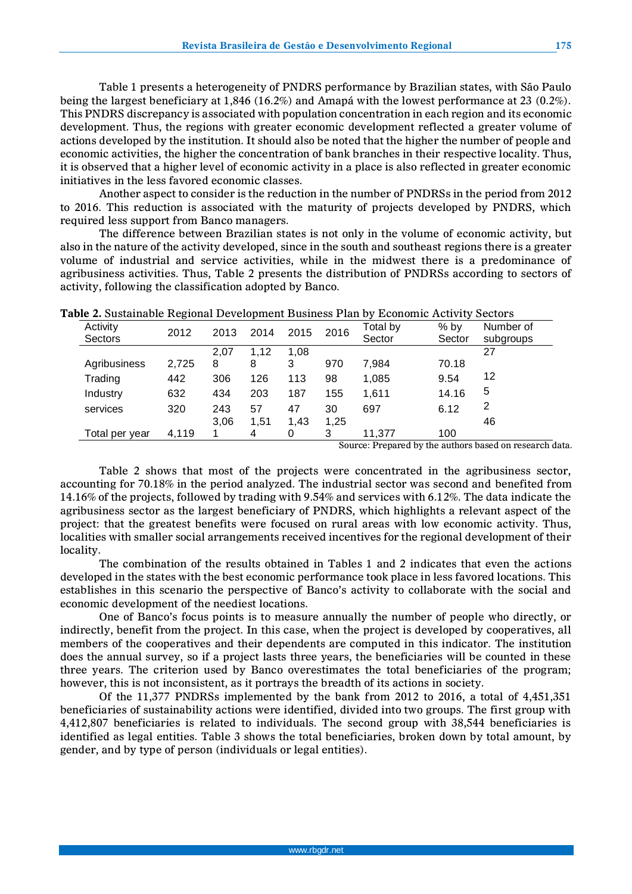Table 1 presents a heterogeneity of PNDRS performance by Brazilian states, with São Paulo being the largest beneficiary at 1,846 (16.2%) and Amapá with the lowest performance at 23 (0.2%). This PNDRS discrepancy is associated with population concentration in each region and its economic development. Thus, the regions with greater economic development reflected a greater volume of actions developed by the institution. It should also be noted that the higher the number of people and economic activities, the higher the concentration of bank branches in their respective locality. Thus, it is observed that a higher level of economic activity in a place is also reflected in greater economic initiatives in the less favored economic classes.

Another aspect to consider is the reduction in the number of PNDRSs in the period from 2012 to 2016. This reduction is associated with the maturity of projects developed by PNDRS, which required less support from Banco managers.

The difference between Brazilian states is not only in the volume of economic activity, but also in the nature of the activity developed, since in the south and southeast regions there is a greater volume of industrial and service activities, while in the midwest there is a predominance of agribusiness activities. Thus, Table 2 presents the distribution of PNDRSs according to sectors of activity, following the classification adopted by Banco.

**Table 2.** Sustainable Regional Development Business Plan by Economic Activity Sectors

| Activity Sectors | 2012 | 2013 | 2014 | 2015 | 2016 | Total by Sector | % by Sector | Number of subgroups |
|---|---|---|---|---|---|---|---|---|
| Agribusiness | 2,725 | 2,078 | 1,128 | 1,083 | 970 | 7,984 | 70.18 | 27 |
| Trading | 442 | 306 | 126 | 113 | 98 | 1,085 | 9.54 | 12 |
| Industry | 632 | 434 | 203 | 187 | 155 | 1,611 | 14.16 | 5 |
| services | 320 | 243 | 57 | 47 | 30 | 697 | 6.12 | 2 |
| Total per year | 4,119 | 3,061 | 1,514 | 1,430 | 1,253 | 11,377 | 100 | 46 |

Source: Prepared by the authors based on research data.

Table 2 shows that most of the projects were concentrated in the agribusiness sector, accounting for 70.18% in the period analyzed. The industrial sector was second and benefited from 14.16% of the projects, followed by trading with 9.54% and services with 6.12%. The data indicate the agribusiness sector as the largest beneficiary of PNDRS, which highlights a relevant aspect of the project: that the greatest benefits were focused on rural areas with low economic activity. Thus, localities with smaller social arrangements received incentives for the regional development of their locality.

The combination of the results obtained in Tables 1 and 2 indicates that even the actions developed in the states with the best economic performance took place in less favored locations. This establishes in this scenario the perspective of Banco's activity to collaborate with the social and economic development of the neediest locations.

One of Banco's focus points is to measure annually the number of people who directly, or indirectly, benefit from the project. In this case, when the project is developed by cooperatives, all members of the cooperatives and their dependents are computed in this indicator. The institution does the annual survey, so if a project lasts three years, the beneficiaries will be counted in these three years. The criterion used by Banco overestimates the total beneficiaries of the program; however, this is not inconsistent, as it portrays the breadth of its actions in society.

Of the 11,377 PNDRSs implemented by the bank from 2012 to 2016, a total of 4,451,351 beneficiaries of sustainability actions were identified, divided into two groups. The first group with 4,412,807 beneficiaries is related to individuals. The second group with 38,544 beneficiaries is identified as legal entities. Table 3 shows the total beneficiaries, broken down by total amount, by gender, and by type of person (individuals or legal entities).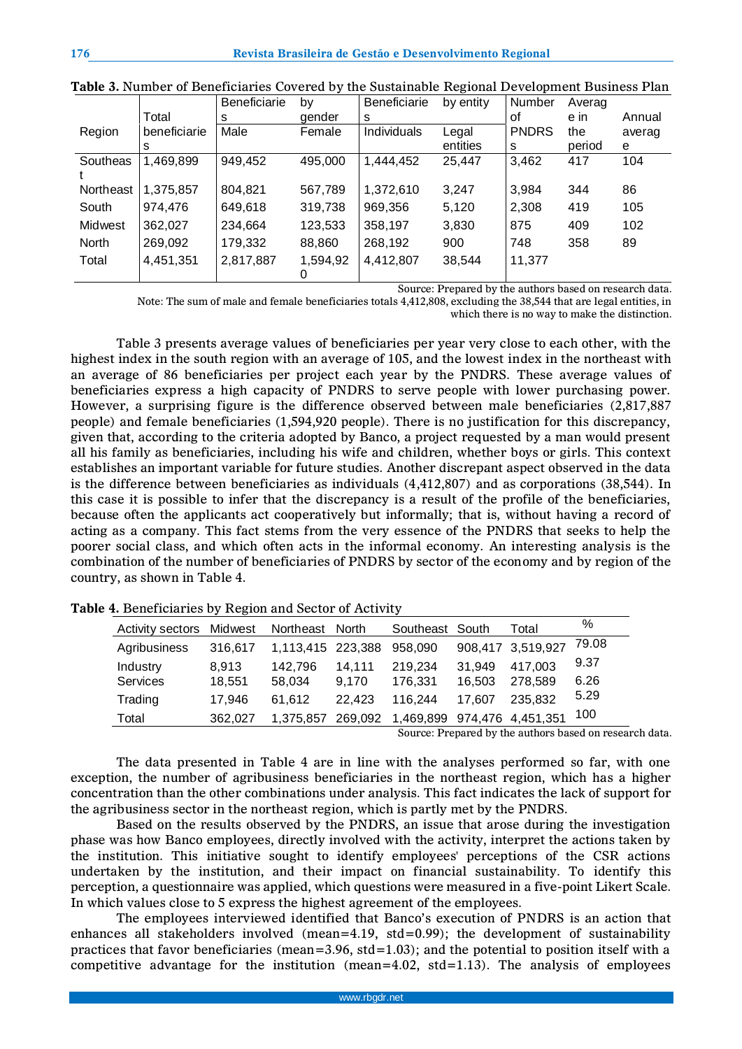**Table 3.** Number of Beneficiaries Covered by the Sustainable Regional Development Business Plan

| Region | Total beneficiaries | Beneficiaries by gender | | Beneficiaries by entity | | Number of PNDRSs | Average in the period | Annual average |
|---|---|---|---|---|---|---|---|---|
| | | Male | Female | Individuals | Legal entities | | | |
| Southeast | 1,469,899 | 949,452 | 495,000 | 1,444,452 | 25,447 | 3,462 | 417 | 104 |
| Northeast | 1,375,857 | 804,821 | 567,789 | 1,372,610 | 3,247 | 3,984 | 344 | 86 |
| South | 974,476 | 649,618 | 319,738 | 969,356 | 5,120 | 2,308 | 419 | 105 |
| Midwest | 362,027 | 234,664 | 123,533 | 358,197 | 3,830 | 875 | 409 | 102 |
| North | 269,092 | 179,332 | 88,860 | 268,192 | 900 | 748 | 358 | 89 |
| Total | 4,451,351 | 2,817,887 | 1,594,920 | 4,412,807 | 38,544 | 11,377 | | |

Source: Prepared by the authors based on research data.

Note: The sum of male and female beneficiaries totals 4,412,808, excluding the 38,544 that are legal entities, in which there is no way to make the distinction.

Table 3 presents average values of beneficiaries per year very close to each other, with the highest index in the south region with an average of 105, and the lowest index in the northeast with an average of 86 beneficiaries per project each year by the PNDRS. These average values of beneficiaries express a high capacity of PNDRS to serve people with lower purchasing power. However, a surprising figure is the difference observed between male beneficiaries (2,817,887 people) and female beneficiaries (1,594,920 people). There is no justification for this discrepancy, given that, according to the criteria adopted by Banco, a project requested by a man would present all his family as beneficiaries, including his wife and children, whether boys or girls. This context establishes an important variable for future studies. Another discrepant aspect observed in the data is the difference between beneficiaries as individuals (4,412,807) and as corporations (38,544). In this case it is possible to infer that the discrepancy is a result of the profile of the beneficiaries, because often the applicants act cooperatively but informally; that is, without having a record of acting as a company. This fact stems from the very essence of the PNDRS that seeks to help the poorer social class, and which often acts in the informal economy. An interesting analysis is the combination of the number of beneficiaries of PNDRS by sector of the economy and by region of the country, as shown in Table 4.

**Table 4.** Beneficiaries by Region and Sector of Activity

| Activity sectors | Midwest | Northeast | North | Southeast | South | Total | % |
|---|---|---|---|---|---|---|---|
| Agribusiness | 316,617 | 1,113,415 | 223,388 | 958,090 | 908,417 | 3,519,927 | 79.08 |
| Industry | 8,913 | 142,796 | 14,111 | 219,234 | 31,949 | 417,003 | 9.37 |
| Services | 18,551 | 58,034 | 9,170 | 176,331 | 16,503 | 278,589 | 6.26 |
| Trading | 17,946 | 61,612 | 22,423 | 116,244 | 17,607 | 235,832 | 5.29 |
| Total | 362,027 | 1,375,857 | 269,092 | 1,469,899 | 974,476 | 4,451,351 | 100 |

Source: Prepared by the authors based on research data.

The data presented in Table 4 are in line with the analyses performed so far, with one exception, the number of agribusiness beneficiaries in the northeast region, which has a higher concentration than the other combinations under analysis. This fact indicates the lack of support for the agribusiness sector in the northeast region, which is partly met by the PNDRS.

Based on the results observed by the PNDRS, an issue that arose during the investigation phase was how Banco employees, directly involved with the activity, interpret the actions taken by the institution. This initiative sought to identify employees' perceptions of the CSR actions undertaken by the institution, and their impact on financial sustainability. To identify this perception, a questionnaire was applied, which questions were measured in a five-point Likert Scale. In which values close to 5 express the highest agreement of the employees.

The employees interviewed identified that Banco's execution of PNDRS is an action that enhances all stakeholders involved (mean=4.19, std=0.99); the development of sustainability practices that favor beneficiaries (mean=3.96, std=1.03); and the potential to position itself with a competitive advantage for the institution (mean=4.02, std=1.13). The analysis of employees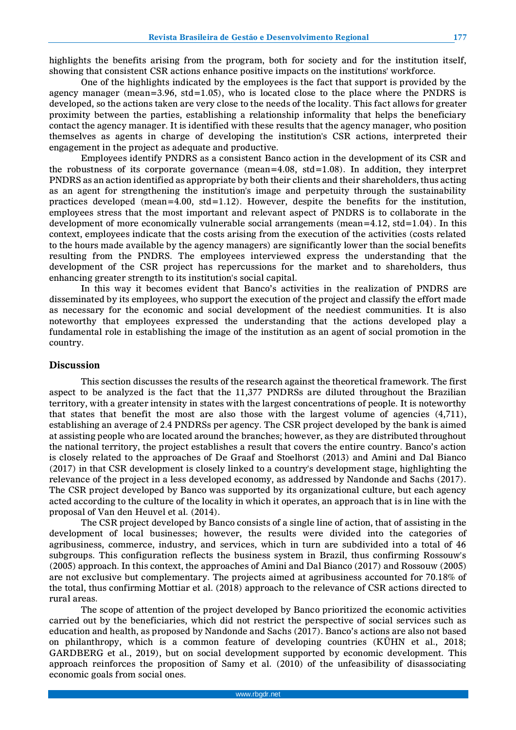highlights the benefits arising from the program, both for society and for the institution itself, showing that consistent CSR actions enhance positive impacts on the institutions' workforce.

One of the highlights indicated by the employees is the fact that support is provided by the agency manager (mean=3.96, std=1.05), who is located close to the place where the PNDRS is developed, so the actions taken are very close to the needs of the locality. This fact allows for greater proximity between the parties, establishing a relationship informality that helps the beneficiary contact the agency manager. It is identified with these results that the agency manager, who position themselves as agents in charge of developing the institution's CSR actions, interpreted their engagement in the project as adequate and productive.

Employees identify PNDRS as a consistent Banco action in the development of its CSR and the robustness of its corporate governance (mean=4.08, std=1.08). In addition, they interpret PNDRS as an action identified as appropriate by both their clients and their shareholders, thus acting as an agent for strengthening the institution's image and perpetuity through the sustainability practices developed (mean=4.00, std=1.12). However, despite the benefits for the institution, employees stress that the most important and relevant aspect of PNDRS is to collaborate in the development of more economically vulnerable social arrangements (mean=4.12, std=1.04). In this context, employees indicate that the costs arising from the execution of the activities (costs related to the hours made available by the agency managers) are significantly lower than the social benefits resulting from the PNDRS. The employees interviewed express the understanding that the development of the CSR project has repercussions for the market and to shareholders, thus enhancing greater strength to its institution's social capital.

In this way it becomes evident that Banco's activities in the realization of PNDRS are disseminated by its employees, who support the execution of the project and classify the effort made as necessary for the economic and social development of the neediest communities. It is also noteworthy that employees expressed the understanding that the actions developed play a fundamental role in establishing the image of the institution as an agent of social promotion in the country.

## Discussion

This section discusses the results of the research against the theoretical framework. The first aspect to be analyzed is the fact that the 11,377 PNDRSs are diluted throughout the Brazilian territory, with a greater intensity in states with the largest concentrations of people. It is noteworthy that states that benefit the most are also those with the largest volume of agencies (4,711), establishing an average of 2.4 PNDRSs per agency. The CSR project developed by the bank is aimed at assisting people who are located around the branches; however, as they are distributed throughout the national territory, the project establishes a result that covers the entire country. Banco's action is closely related to the approaches of De Graaf and Stoelhorst (2013) and Amini and Dal Bianco (2017) in that CSR development is closely linked to a country's development stage, highlighting the relevance of the project in a less developed economy, as addressed by Nandonde and Sachs (2017). The CSR project developed by Banco was supported by its organizational culture, but each agency acted according to the culture of the locality in which it operates, an approach that is in line with the proposal of Van den Heuvel et al. (2014).

The CSR project developed by Banco consists of a single line of action, that of assisting in the development of local businesses; however, the results were divided into the categories of agribusiness, commerce, industry, and services, which in turn are subdivided into a total of 46 subgroups. This configuration reflects the business system in Brazil, thus confirming Rossouw's (2005) approach. In this context, the approaches of Amini and Dal Bianco (2017) and Rossouw (2005) are not exclusive but complementary. The projects aimed at agribusiness accounted for 70.18% of the total, thus confirming Mottiar et al. (2018) approach to the relevance of CSR actions directed to rural areas.

The scope of attention of the project developed by Banco prioritized the economic activities carried out by the beneficiaries, which did not restrict the perspective of social services such as education and health, as proposed by Nandonde and Sachs (2017). Banco's actions are also not based on philanthropy, which is a common feature of developing countries (KÜHN et al., 2018; GARDBERG et al., 2019), but on social development supported by economic development. This approach reinforces the proposition of Samy et al. (2010) of the unfeasibility of disassociating economic goals from social ones.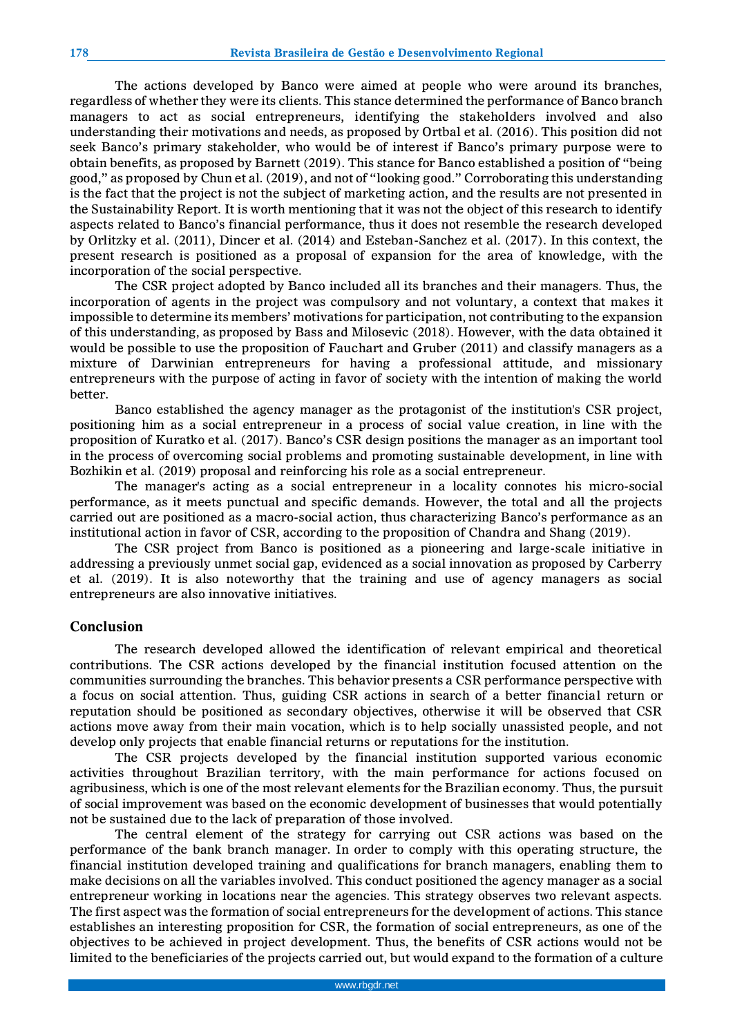The actions developed by Banco were aimed at people who were around its branches, regardless of whether they were its clients. This stance determined the performance of Banco branch managers to act as social entrepreneurs, identifying the stakeholders involved and also understanding their motivations and needs, as proposed by Ortbal et al. (2016). This position did not seek Banco's primary stakeholder, who would be of interest if Banco's primary purpose were to obtain benefits, as proposed by Barnett (2019). This stance for Banco established a position of "being good," as proposed by Chun et al. (2019), and not of "looking good." Corroborating this understanding is the fact that the project is not the subject of marketing action, and the results are not presented in the Sustainability Report. It is worth mentioning that it was not the object of this research to identify aspects related to Banco's financial performance, thus it does not resemble the research developed by Orlitzky et al. (2011), Dincer et al. (2014) and Esteban-Sanchez et al. (2017). In this context, the present research is positioned as a proposal of expansion for the area of knowledge, with the incorporation of the social perspective.

The CSR project adopted by Banco included all its branches and their managers. Thus, the incorporation of agents in the project was compulsory and not voluntary, a context that makes it impossible to determine its members' motivations for participation, not contributing to the expansion of this understanding, as proposed by Bass and Milosevic (2018). However, with the data obtained it would be possible to use the proposition of Fauchart and Gruber (2011) and classify managers as a mixture of Darwinian entrepreneurs for having a professional attitude, and missionary entrepreneurs with the purpose of acting in favor of society with the intention of making the world better.

Banco established the agency manager as the protagonist of the institution's CSR project, positioning him as a social entrepreneur in a process of social value creation, in line with the proposition of Kuratko et al. (2017). Banco's CSR design positions the manager as an important tool in the process of overcoming social problems and promoting sustainable development, in line with Bozhikin et al. (2019) proposal and reinforcing his role as a social entrepreneur.

The manager's acting as a social entrepreneur in a locality connotes his micro-social performance, as it meets punctual and specific demands. However, the total and all the projects carried out are positioned as a macro-social action, thus characterizing Banco's performance as an institutional action in favor of CSR, according to the proposition of Chandra and Shang (2019).

The CSR project from Banco is positioned as a pioneering and large-scale initiative in addressing a previously unmet social gap, evidenced as a social innovation as proposed by Carberry et al. (2019). It is also noteworthy that the training and use of agency managers as social entrepreneurs are also innovative initiatives.

## Conclusion

The research developed allowed the identification of relevant empirical and theoretical contributions. The CSR actions developed by the financial institution focused attention on the communities surrounding the branches. This behavior presents a CSR performance perspective with a focus on social attention. Thus, guiding CSR actions in search of a better financial return or reputation should be positioned as secondary objectives, otherwise it will be observed that CSR actions move away from their main vocation, which is to help socially unassisted people, and not develop only projects that enable financial returns or reputations for the institution.

The CSR projects developed by the financial institution supported various economic activities throughout Brazilian territory, with the main performance for actions focused on agribusiness, which is one of the most relevant elements for the Brazilian economy. Thus, the pursuit of social improvement was based on the economic development of businesses that would potentially not be sustained due to the lack of preparation of those involved.

The central element of the strategy for carrying out CSR actions was based on the performance of the bank branch manager. In order to comply with this operating structure, the financial institution developed training and qualifications for branch managers, enabling them to make decisions on all the variables involved. This conduct positioned the agency manager as a social entrepreneur working in locations near the agencies. This strategy observes two relevant aspects. The first aspect was the formation of social entrepreneurs for the development of actions. This stance establishes an interesting proposition for CSR, the formation of social entrepreneurs, as one of the objectives to be achieved in project development. Thus, the benefits of CSR actions would not be limited to the beneficiaries of the projects carried out, but would expand to the formation of a culture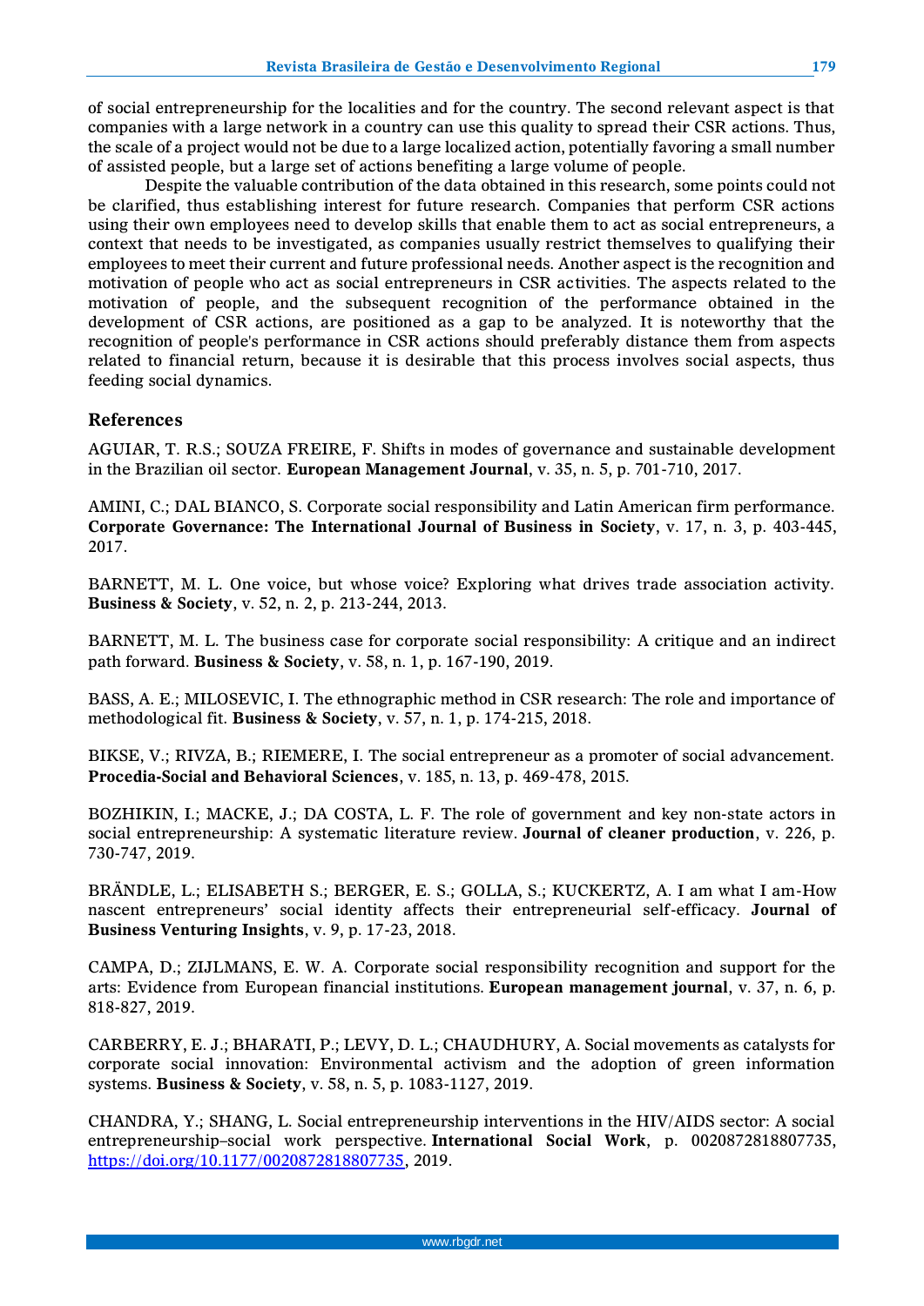of social entrepreneurship for the localities and for the country. The second relevant aspect is that companies with a large network in a country can use this quality to spread their CSR actions. Thus, the scale of a project would not be due to a large localized action, potentially favoring a small number of assisted people, but a large set of actions benefiting a large volume of people.

Despite the valuable contribution of the data obtained in this research, some points could not be clarified, thus establishing interest for future research. Companies that perform CSR actions using their own employees need to develop skills that enable them to act as social entrepreneurs, a context that needs to be investigated, as companies usually restrict themselves to qualifying their employees to meet their current and future professional needs. Another aspect is the recognition and motivation of people who act as social entrepreneurs in CSR activities. The aspects related to the motivation of people, and the subsequent recognition of the performance obtained in the development of CSR actions, are positioned as a gap to be analyzed. It is noteworthy that the recognition of people's performance in CSR actions should preferably distance them from aspects related to financial return, because it is desirable that this process involves social aspects, thus feeding social dynamics.

## References

AGUIAR, T. R.S.; SOUZA FREIRE, F. Shifts in modes of governance and sustainable development in the Brazilian oil sector. **European Management Journal**, v. 35, n. 5, p. 701-710, 2017.

AMINI, C.; DAL BIANCO, S. Corporate social responsibility and Latin American firm performance. **Corporate Governance: The International Journal of Business in Society**, v. 17, n. 3, p. 403-445, 2017.

BARNETT, M. L. One voice, but whose voice? Exploring what drives trade association activity. **Business & Society**, v. 52, n. 2, p. 213-244, 2013.

BARNETT, M. L. The business case for corporate social responsibility: A critique and an indirect path forward. **Business & Society**, v. 58, n. 1, p. 167-190, 2019.

BASS, A. E.; MILOSEVIC, I. The ethnographic method in CSR research: The role and importance of methodological fit. **Business & Society**, v. 57, n. 1, p. 174-215, 2018.

BIKSE, V.; RIVZA, B.; RIEMERE, I. The social entrepreneur as a promoter of social advancement. **Procedia-Social and Behavioral Sciences**, v. 185, n. 13, p. 469-478, 2015.

BOZHIKIN, I.; MACKE, J.; DA COSTA, L. F. The role of government and key non-state actors in social entrepreneurship: A systematic literature review. **Journal of cleaner production**, v. 226, p. 730-747, 2019.

BRÄNDLE, L.; ELISABETH S.; BERGER, E. S.; GOLLA, S.; KUCKERTZ, A. I am what I am-How nascent entrepreneurs' social identity affects their entrepreneurial self-efficacy. **Journal of Business Venturing Insights**, v. 9, p. 17-23, 2018.

CAMPA, D.; ZIJLMANS, E. W. A. Corporate social responsibility recognition and support for the arts: Evidence from European financial institutions. **European management journal**, v. 37, n. 6, p. 818-827, 2019.

CARBERRY, E. J.; BHARATI, P.; LEVY, D. L.; CHAUDHURY, A. Social movements as catalysts for corporate social innovation: Environmental activism and the adoption of green information systems. **Business & Society**, v. 58, n. 5, p. 1083-1127, 2019.

CHANDRA, Y.; SHANG, L. Social entrepreneurship interventions in the HIV/AIDS sector: A social entrepreneurship–social work perspective. **International Social Work**, p. 0020872818807735, https://doi.org/10.1177/0020872818807735, 2019.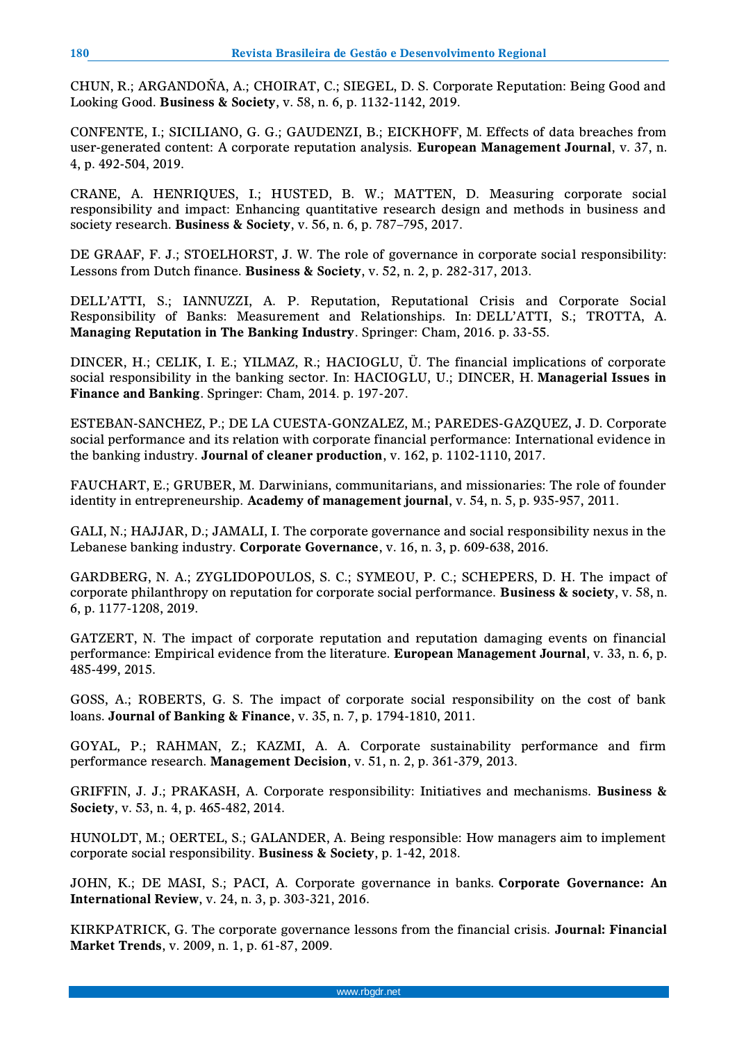CHUN, R.; ARGANDOÑA, A.; CHOIRAT, C.; SIEGEL, D. S. Corporate Reputation: Being Good and Looking Good. **Business & Society**, v. 58, n. 6, p. 1132-1142, 2019.

CONFENTE, I.; SICILIANO, G. G.; GAUDENZI, B.; EICKHOFF, M. Effects of data breaches from user-generated content: A corporate reputation analysis. **European Management Journal**, v. 37, n. 4, p. 492-504, 2019.

CRANE, A. HENRIQUES, I.; HUSTED, B. W.; MATTEN, D. Measuring corporate social responsibility and impact: Enhancing quantitative research design and methods in business and society research. **Business & Society**, v. 56, n. 6, p. 787–795, 2017.

DE GRAAF, F. J.; STOELHORST, J. W. The role of governance in corporate social responsibility: Lessons from Dutch finance. **Business & Society**, v. 52, n. 2, p. 282-317, 2013.

DELL'ATTI, S.; IANNUZZI, A. P. Reputation, Reputational Crisis and Corporate Social Responsibility of Banks: Measurement and Relationships. In: DELL'ATTI, S.; TROTTA, A. **Managing Reputation in The Banking Industry**. Springer: Cham, 2016. p. 33-55.

DINCER, H.; CELIK, I. E.; YILMAZ, R.; HACIOGLU, Ü. The financial implications of corporate social responsibility in the banking sector. In: HACIOGLU, U.; DINCER, H. **Managerial Issues in Finance and Banking**. Springer: Cham, 2014. p. 197-207.

ESTEBAN-SANCHEZ, P.; DE LA CUESTA-GONZALEZ, M.; PAREDES-GAZQUEZ, J. D. Corporate social performance and its relation with corporate financial performance: International evidence in the banking industry. **Journal of cleaner production**, v. 162, p. 1102-1110, 2017.

FAUCHART, E.; GRUBER, M. Darwinians, communitarians, and missionaries: The role of founder identity in entrepreneurship. **Academy of management journal**, v. 54, n. 5, p. 935-957, 2011.

GALI, N.; HAJJAR, D.; JAMALI, I. The corporate governance and social responsibility nexus in the Lebanese banking industry. **Corporate Governance**, v. 16, n. 3, p. 609-638, 2016.

GARDBERG, N. A.; ZYGLIDOPOULOS, S. C.; SYMEOU, P. C.; SCHEPERS, D. H. The impact of corporate philanthropy on reputation for corporate social performance. **Business & society**, v. 58, n. 6, p. 1177-1208, 2019.

GATZERT, N. The impact of corporate reputation and reputation damaging events on financial performance: Empirical evidence from the literature. **European Management Journal**, v. 33, n. 6, p. 485-499, 2015.

GOSS, A.; ROBERTS, G. S. The impact of corporate social responsibility on the cost of bank loans. **Journal of Banking & Finance**, v. 35, n. 7, p. 1794-1810, 2011.

GOYAL, P.; RAHMAN, Z.; KAZMI, A. A. Corporate sustainability performance and firm performance research. **Management Decision**, v. 51, n. 2, p. 361-379, 2013.

GRIFFIN, J. J.; PRAKASH, A. Corporate responsibility: Initiatives and mechanisms. **Business & Society**, v. 53, n. 4, p. 465-482, 2014.

HUNOLDT, M.; OERTEL, S.; GALANDER, A. Being responsible: How managers aim to implement corporate social responsibility. **Business & Society**, p. 1-42, 2018.

JOHN, K.; DE MASI, S.; PACI, A. Corporate governance in banks. **Corporate Governance: An International Review**, v. 24, n. 3, p. 303-321, 2016.

KIRKPATRICK, G. The corporate governance lessons from the financial crisis. **Journal: Financial Market Trends**, v. 2009, n. 1, p. 61-87, 2009.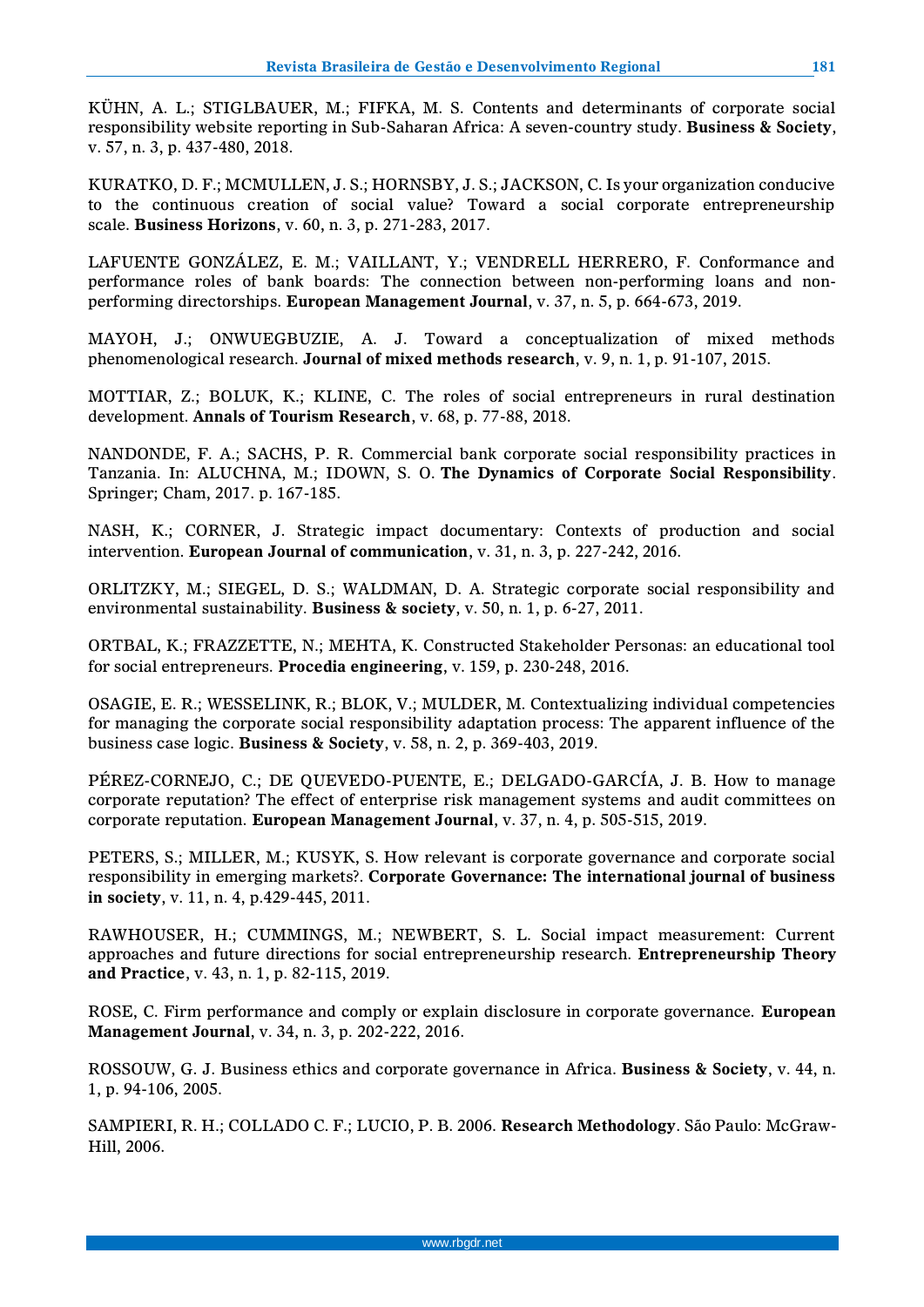KÜHN, A. L.; STIGLBAUER, M.; FIFKA, M. S. Contents and determinants of corporate social responsibility website reporting in Sub-Saharan Africa: A seven-country study. **Business & Society**, v. 57, n. 3, p. 437-480, 2018.

KURATKO, D. F.; MCMULLEN, J. S.; HORNSBY, J. S.; JACKSON, C. Is your organization conducive to the continuous creation of social value? Toward a social corporate entrepreneurship scale. **Business Horizons**, v. 60, n. 3, p. 271-283, 2017.

LAFUENTE GONZÁLEZ, E. M.; VAILLANT, Y.; VENDRELL HERRERO, F. Conformance and performance roles of bank boards: The connection between non-performing loans and non-performing directorships. **European Management Journal**, v. 37, n. 5, p. 664-673, 2019.

MAYOH, J.; ONWUEGBUZIE, A. J. Toward a conceptualization of mixed methods phenomenological research. **Journal of mixed methods research**, v. 9, n. 1, p. 91-107, 2015.

MOTTIAR, Z.; BOLUK, K.; KLINE, C. The roles of social entrepreneurs in rural destination development. **Annals of Tourism Research**, v. 68, p. 77-88, 2018.

NANDONDE, F. A.; SACHS, P. R. Commercial bank corporate social responsibility practices in Tanzania. In: ALUCHNA, M.; IDOWN, S. O. **The Dynamics of Corporate Social Responsibility**. Springer; Cham, 2017. p. 167-185.

NASH, K.; CORNER, J. Strategic impact documentary: Contexts of production and social intervention. **European Journal of communication**, v. 31, n. 3, p. 227-242, 2016.

ORLITZKY, M.; SIEGEL, D. S.; WALDMAN, D. A. Strategic corporate social responsibility and environmental sustainability. **Business & society**, v. 50, n. 1, p. 6-27, 2011.

ORTBAL, K.; FRAZZETTE, N.; MEHTA, K. Constructed Stakeholder Personas: an educational tool for social entrepreneurs. **Procedia engineering**, v. 159, p. 230-248, 2016.

OSAGIE, E. R.; WESSELINK, R.; BLOK, V.; MULDER, M. Contextualizing individual competencies for managing the corporate social responsibility adaptation process: The apparent influence of the business case logic. **Business & Society**, v. 58, n. 2, p. 369-403, 2019.

PÉREZ-CORNEJO, C.; DE QUEVEDO-PUENTE, E.; DELGADO-GARCÍA, J. B. How to manage corporate reputation? The effect of enterprise risk management systems and audit committees on corporate reputation. **European Management Journal**, v. 37, n. 4, p. 505-515, 2019.

PETERS, S.; MILLER, M.; KUSYK, S. How relevant is corporate governance and corporate social responsibility in emerging markets?. **Corporate Governance: The international journal of business in society**, v. 11, n. 4, p.429-445, 2011.

RAWHOUSER, H.; CUMMINGS, M.; NEWBERT, S. L. Social impact measurement: Current approaches and future directions for social entrepreneurship research. **Entrepreneurship Theory and Practice**, v. 43, n. 1, p. 82-115, 2019.

ROSE, C. Firm performance and comply or explain disclosure in corporate governance. **European Management Journal**, v. 34, n. 3, p. 202-222, 2016.

ROSSOUW, G. J. Business ethics and corporate governance in Africa. **Business & Society**, v. 44, n. 1, p. 94-106, 2005.

SAMPIERI, R. H.; COLLADO C. F.; LUCIO, P. B. 2006. **Research Methodology**. São Paulo: McGraw-Hill, 2006.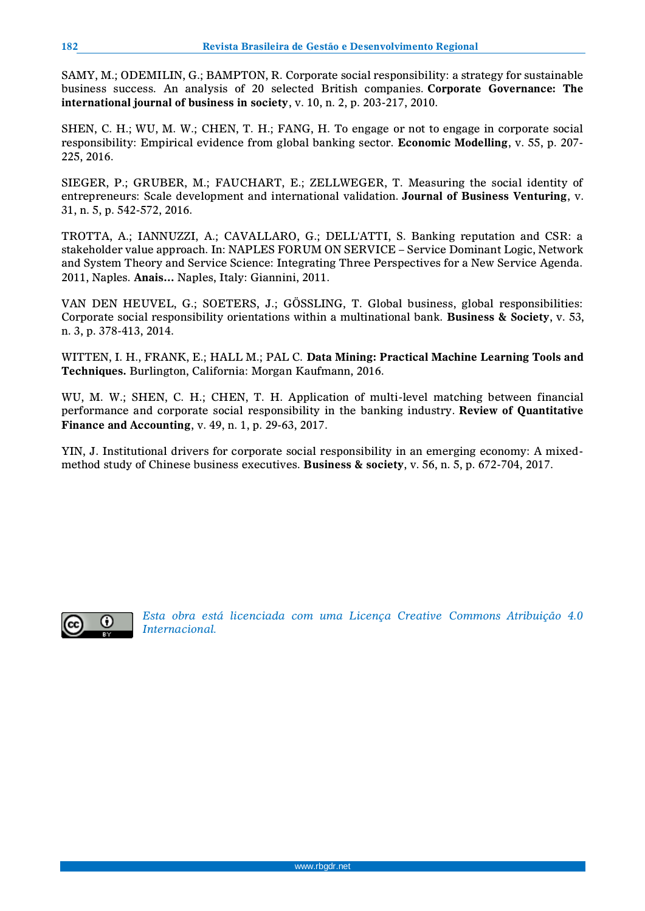SAMY, M.; ODEMILIN, G.; BAMPTON, R. Corporate social responsibility: a strategy for sustainable business success. An analysis of 20 selected British companies. **Corporate Governance: The international journal of business in society**, v. 10, n. 2, p. 203-217, 2010.

SHEN, C. H.; WU, M. W.; CHEN, T. H.; FANG, H. To engage or not to engage in corporate social responsibility: Empirical evidence from global banking sector. **Economic Modelling**, v. 55, p. 207-225, 2016.

SIEGER, P.; GRUBER, M.; FAUCHART, E.; ZELLWEGER, T. Measuring the social identity of entrepreneurs: Scale development and international validation. **Journal of Business Venturing**, v. 31, n. 5, p. 542-572, 2016.

TROTTA, A.; IANNUZZI, A.; CAVALLARO, G.; DELL'ATTI, S. Banking reputation and CSR: a stakeholder value approach. In: NAPLES FORUM ON SERVICE – Service Dominant Logic, Network and System Theory and Service Science: Integrating Three Perspectives for a New Service Agenda. 2011, Naples. **Anais...** Naples, Italy: Giannini, 2011.

VAN DEN HEUVEL, G.; SOETERS, J.; GÖSSLING, T. Global business, global responsibilities: Corporate social responsibility orientations within a multinational bank. **Business & Society**, v. 53, n. 3, p. 378-413, 2014.

WITTEN, I. H., FRANK, E.; HALL M.; PAL C. **Data Mining: Practical Machine Learning Tools and Techniques.** Burlington, California: Morgan Kaufmann, 2016.

WU, M. W.; SHEN, C. H.; CHEN, T. H. Application of multi-level matching between financial performance and corporate social responsibility in the banking industry. **Review of Quantitative Finance and Accounting**, v. 49, n. 1, p. 29-63, 2017.

YIN, J. Institutional drivers for corporate social responsibility in an emerging economy: A mixed-method study of Chinese business executives. **Business & society**, v. 56, n. 5, p. 672-704, 2017.

*Esta obra está licenciada com uma Licença Creative Commons Atribuição 4.0 Internacional.*